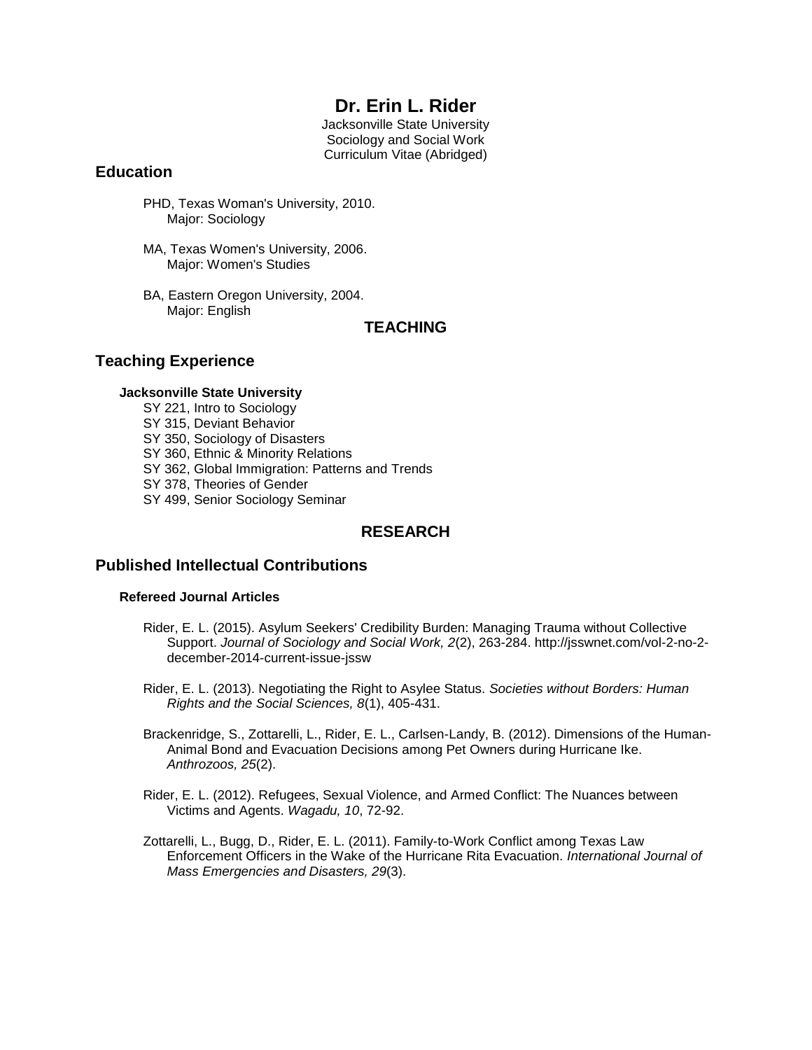# Dr. Erin L. Rider

Jacksonville State University
Sociology and Social Work
Curriculum Vitae (Abridged)

## Education

PHD, Texas Woman's University, 2010.
Major: Sociology

MA, Texas Women's University, 2006.
Major: Women's Studies

BA, Eastern Oregon University, 2004.
Major: English

## TEACHING

## Teaching Experience

### Jacksonville State University

SY 221, Intro to Sociology
SY 315, Deviant Behavior
SY 350, Sociology of Disasters
SY 360, Ethnic & Minority Relations
SY 362, Global Immigration: Patterns and Trends
SY 378, Theories of Gender
SY 499, Senior Sociology Seminar

## RESEARCH

## Published Intellectual Contributions

### Refereed Journal Articles

Rider, E. L. (2015). Asylum Seekers' Credibility Burden: Managing Trauma without Collective Support. *Journal of Sociology and Social Work, 2*(2), 263-284. http://jsswnet.com/vol-2-no-2-december-2014-current-issue-jssw

Rider, E. L. (2013). Negotiating the Right to Asylee Status. *Societies without Borders: Human Rights and the Social Sciences, 8*(1), 405-431.

Brackenridge, S., Zottarelli, L., Rider, E. L., Carlsen-Landy, B. (2012). Dimensions of the Human-Animal Bond and Evacuation Decisions among Pet Owners during Hurricane Ike. *Anthrozoos, 25*(2).

Rider, E. L. (2012). Refugees, Sexual Violence, and Armed Conflict: The Nuances between Victims and Agents. *Wagadu, 10*, 72-92.

Zottarelli, L., Bugg, D., Rider, E. L. (2011). Family-to-Work Conflict among Texas Law Enforcement Officers in the Wake of the Hurricane Rita Evacuation. *International Journal of Mass Emergencies and Disasters, 29*(3).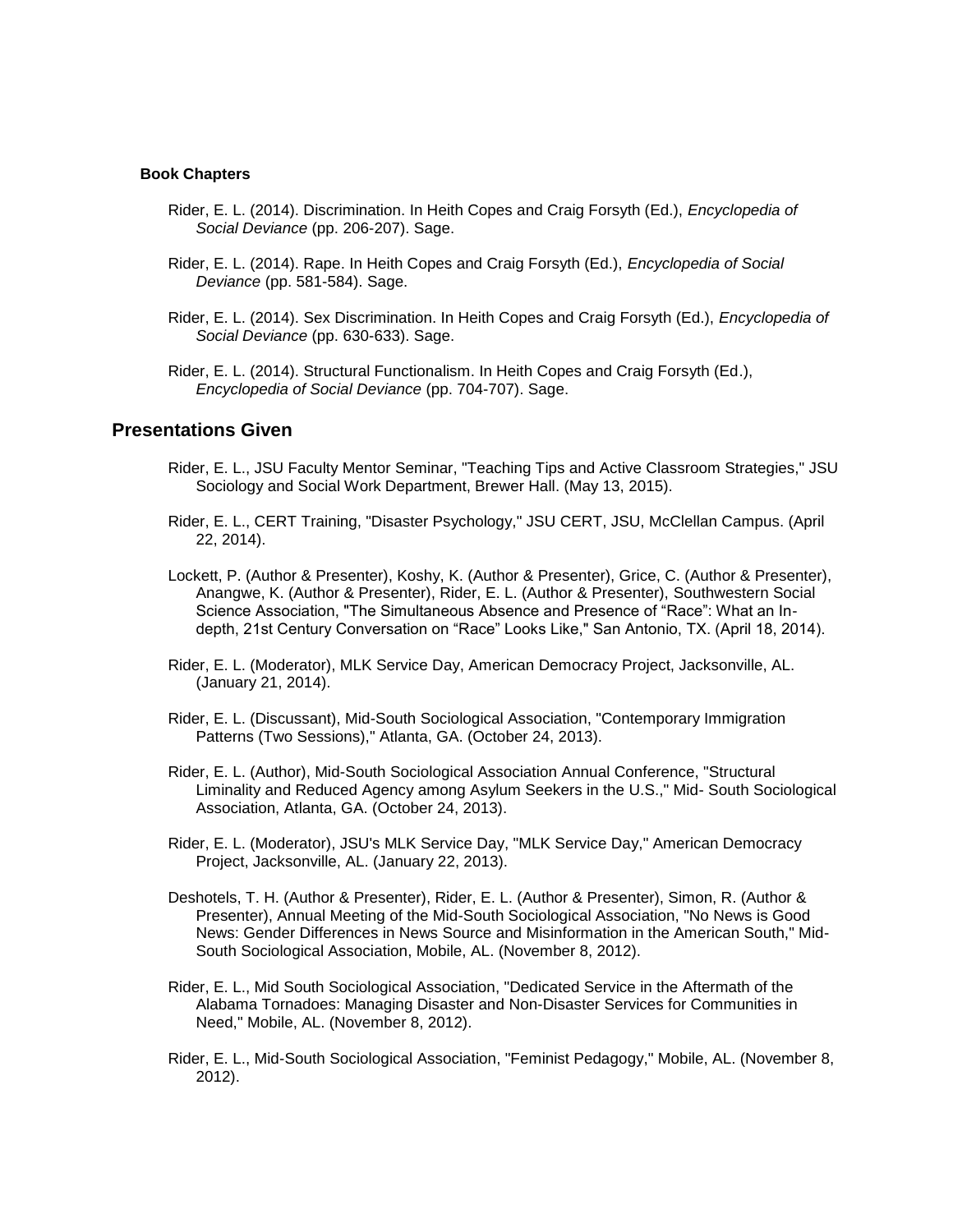### Book Chapters

Rider, E. L. (2014). Discrimination. In Heith Copes and Craig Forsyth (Ed.), *Encyclopedia of Social Deviance* (pp. 206-207). Sage.

Rider, E. L. (2014). Rape. In Heith Copes and Craig Forsyth (Ed.), *Encyclopedia of Social Deviance* (pp. 581-584). Sage.

Rider, E. L. (2014). Sex Discrimination. In Heith Copes and Craig Forsyth (Ed.), *Encyclopedia of Social Deviance* (pp. 630-633). Sage.

Rider, E. L. (2014). Structural Functionalism. In Heith Copes and Craig Forsyth (Ed.), *Encyclopedia of Social Deviance* (pp. 704-707). Sage.

## Presentations Given

Rider, E. L., JSU Faculty Mentor Seminar, "Teaching Tips and Active Classroom Strategies," JSU Sociology and Social Work Department, Brewer Hall. (May 13, 2015).

Rider, E. L., CERT Training, "Disaster Psychology," JSU CERT, JSU, McClellan Campus. (April 22, 2014).

Lockett, P. (Author & Presenter), Koshy, K. (Author & Presenter), Grice, C. (Author & Presenter), Anangwe, K. (Author & Presenter), Rider, E. L. (Author & Presenter), Southwestern Social Science Association, "The Simultaneous Absence and Presence of “Race”: What an In-depth, 21st Century Conversation on “Race” Looks Like," San Antonio, TX. (April 18, 2014).

Rider, E. L. (Moderator), MLK Service Day, American Democracy Project, Jacksonville, AL. (January 21, 2014).

Rider, E. L. (Discussant), Mid-South Sociological Association, "Contemporary Immigration Patterns (Two Sessions)," Atlanta, GA. (October 24, 2013).

Rider, E. L. (Author), Mid-South Sociological Association Annual Conference, "Structural Liminality and Reduced Agency among Asylum Seekers in the U.S.," Mid- South Sociological Association, Atlanta, GA. (October 24, 2013).

Rider, E. L. (Moderator), JSU's MLK Service Day, "MLK Service Day," American Democracy Project, Jacksonville, AL. (January 22, 2013).

Deshotels, T. H. (Author & Presenter), Rider, E. L. (Author & Presenter), Simon, R. (Author & Presenter), Annual Meeting of the Mid-South Sociological Association, "No News is Good News: Gender Differences in News Source and Misinformation in the American South," Mid-South Sociological Association, Mobile, AL. (November 8, 2012).

Rider, E. L., Mid South Sociological Association, "Dedicated Service in the Aftermath of the Alabama Tornadoes: Managing Disaster and Non-Disaster Services for Communities in Need," Mobile, AL. (November 8, 2012).

Rider, E. L., Mid-South Sociological Association, "Feminist Pedagogy," Mobile, AL. (November 8, 2012).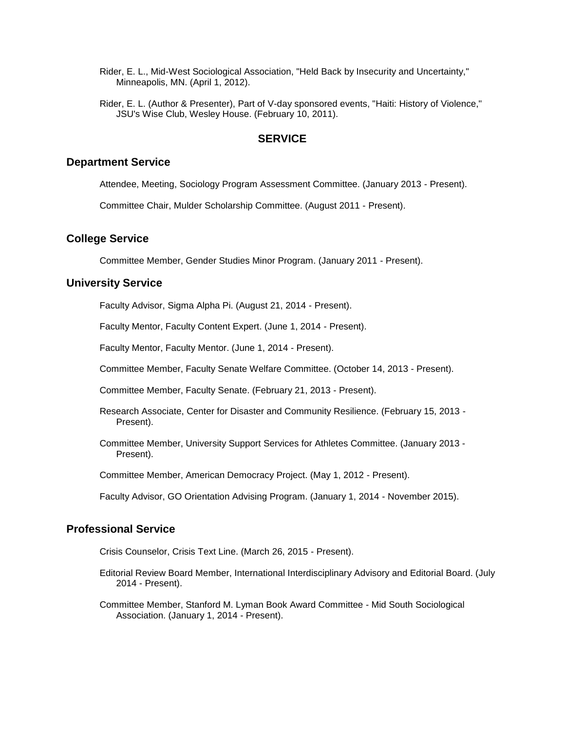Rider, E. L., Mid-West Sociological Association, "Held Back by Insecurity and Uncertainty," Minneapolis, MN. (April 1, 2012).

Rider, E. L. (Author & Presenter), Part of V-day sponsored events, "Haiti: History of Violence," JSU's Wise Club, Wesley House. (February 10, 2011).

## SERVICE

### Department Service

Attendee, Meeting, Sociology Program Assessment Committee. (January 2013 - Present).

Committee Chair, Mulder Scholarship Committee. (August 2011 - Present).

### College Service

Committee Member, Gender Studies Minor Program. (January 2011 - Present).

### University Service

Faculty Advisor, Sigma Alpha Pi. (August 21, 2014 - Present).

Faculty Mentor, Faculty Content Expert. (June 1, 2014 - Present).

Faculty Mentor, Faculty Mentor. (June 1, 2014 - Present).

Committee Member, Faculty Senate Welfare Committee. (October 14, 2013 - Present).

Committee Member, Faculty Senate. (February 21, 2013 - Present).

Research Associate, Center for Disaster and Community Resilience. (February 15, 2013 - Present).

Committee Member, University Support Services for Athletes Committee. (January 2013 - Present).

Committee Member, American Democracy Project. (May 1, 2012 - Present).

Faculty Advisor, GO Orientation Advising Program. (January 1, 2014 - November 2015).

### Professional Service

Crisis Counselor, Crisis Text Line. (March 26, 2015 - Present).

Editorial Review Board Member, International Interdisciplinary Advisory and Editorial Board. (July 2014 - Present).

Committee Member, Stanford M. Lyman Book Award Committee - Mid South Sociological Association. (January 1, 2014 - Present).